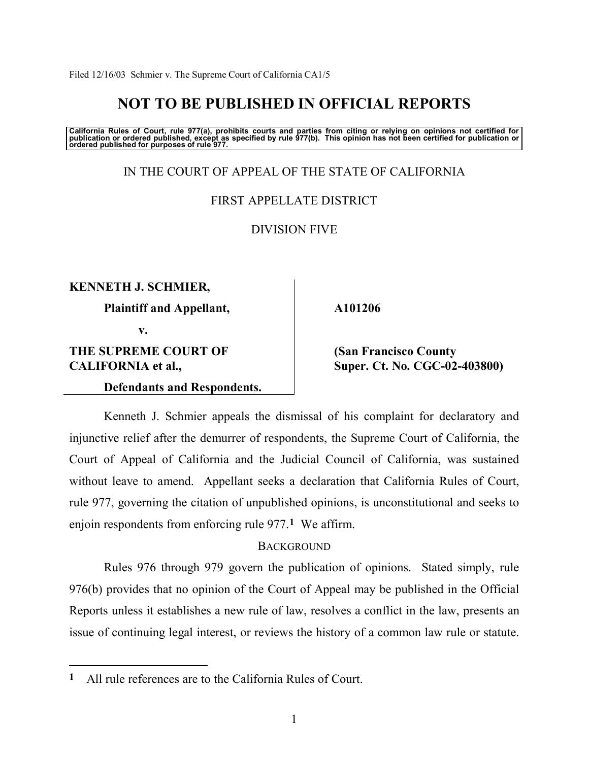Filed 12/16/03 Schmier v. The Supreme Court of California CA1/5

# NOT TO BE PUBLISHED IN OFFICIAL REPORTS

**California Rules of Court, rule 977(a), prohibits courts and parties from citing or relying on opinions not certified for publication or ordered published, except as specified by rule 977(b). This opinion has not been certified for publication or ordered published for purposes of rule 977.**

IN THE COURT OF APPEAL OF THE STATE OF CALIFORNIA

FIRST APPELLATE DISTRICT

DIVISION FIVE

| | |
|---|---|
| **KENNETH J. SCHMIER,** | |
| **Plaintiff and Appellant,** | **A101206** |
| **v.** | |
| **THE SUPREME COURT OF CALIFORNIA et al.,** | **(San Francisco County Super. Ct. No. CGC-02-403800)** |
| **Defendants and Respondents.** | |

Kenneth J. Schmier appeals the dismissal of his complaint for declaratory and injunctive relief after the demurrer of respondents, the Supreme Court of California, the Court of Appeal of California and the Judicial Council of California, was sustained without leave to amend. Appellant seeks a declaration that California Rules of Court, rule 977, governing the citation of unpublished opinions, is unconstitutional and seeks to enjoin respondents from enforcing rule 977.[1] We affirm.

## BACKGROUND

Rules 976 through 979 govern the publication of opinions. Stated simply, rule 976(b) provides that no opinion of the Court of Appeal may be published in the Official Reports unless it establishes a new rule of law, resolves a conflict in the law, presents an issue of continuing legal interest, or reviews the history of a common law rule or statute.

---

[1] All rule references are to the California Rules of Court.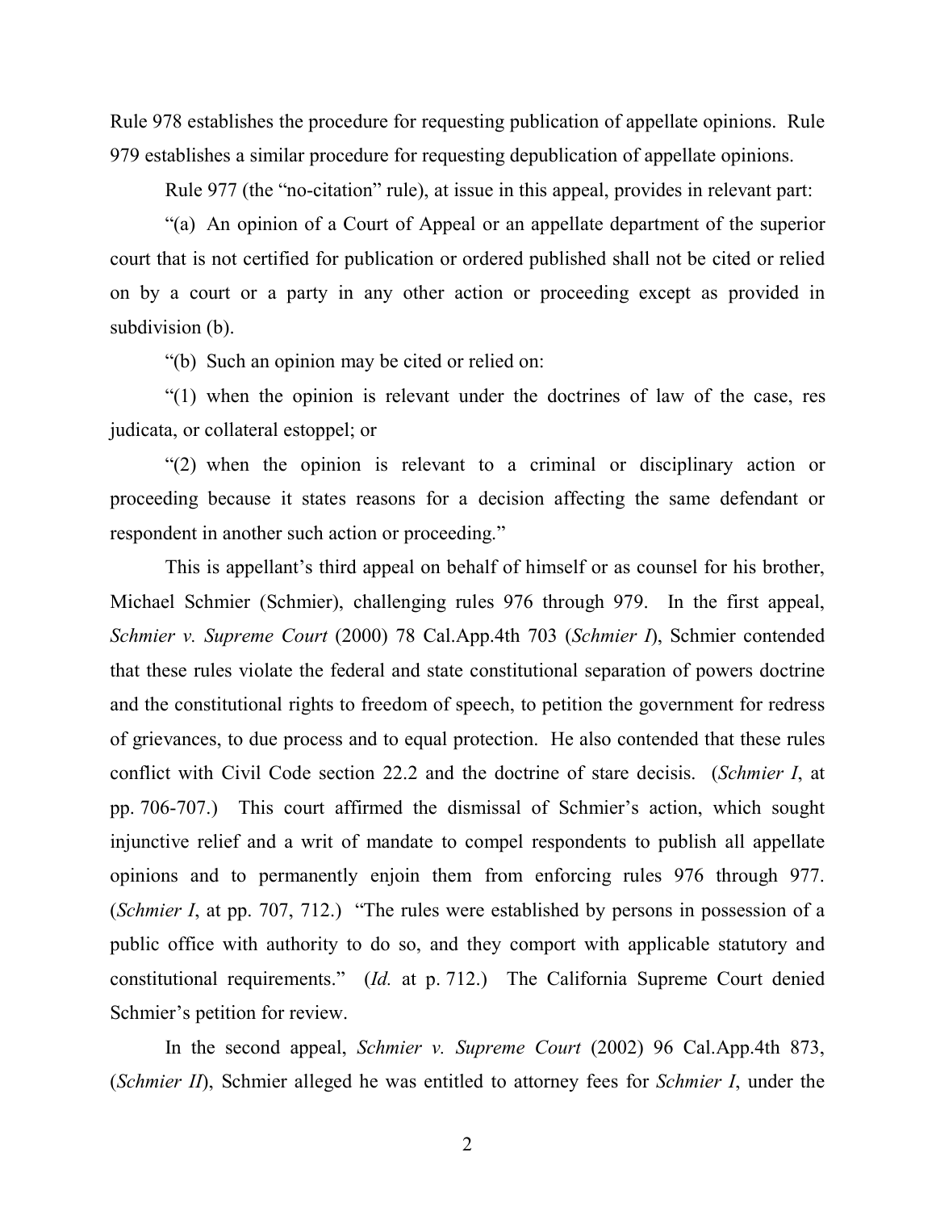Rule 978 establishes the procedure for requesting publication of appellate opinions. Rule 979 establishes a similar procedure for requesting depublication of appellate opinions.

Rule 977 (the "no-citation" rule), at issue in this appeal, provides in relevant part:

"(a) An opinion of a Court of Appeal or an appellate department of the superior court that is not certified for publication or ordered published shall not be cited or relied on by a court or a party in any other action or proceeding except as provided in subdivision (b).

"(b) Such an opinion may be cited or relied on:

"(1) when the opinion is relevant under the doctrines of law of the case, res judicata, or collateral estoppel; or

"(2) when the opinion is relevant to a criminal or disciplinary action or proceeding because it states reasons for a decision affecting the same defendant or respondent in another such action or proceeding."

This is appellant's third appeal on behalf of himself or as counsel for his brother, Michael Schmier (Schmier), challenging rules 976 through 979. In the first appeal, *Schmier v. Supreme Court* (2000) 78 Cal.App.4th 703 (*Schmier I*), Schmier contended that these rules violate the federal and state constitutional separation of powers doctrine and the constitutional rights to freedom of speech, to petition the government for redress of grievances, to due process and to equal protection. He also contended that these rules conflict with Civil Code section 22.2 and the doctrine of stare decisis. (*Schmier I*, at pp. 706-707.) This court affirmed the dismissal of Schmier's action, which sought injunctive relief and a writ of mandate to compel respondents to publish all appellate opinions and to permanently enjoin them from enforcing rules 976 through 977. (*Schmier I*, at pp. 707, 712.) "The rules were established by persons in possession of a public office with authority to do so, and they comport with applicable statutory and constitutional requirements." (*Id.* at p. 712.) The California Supreme Court denied Schmier's petition for review.

In the second appeal, *Schmier v. Supreme Court* (2002) 96 Cal.App.4th 873, (*Schmier II*), Schmier alleged he was entitled to attorney fees for *Schmier I*, under the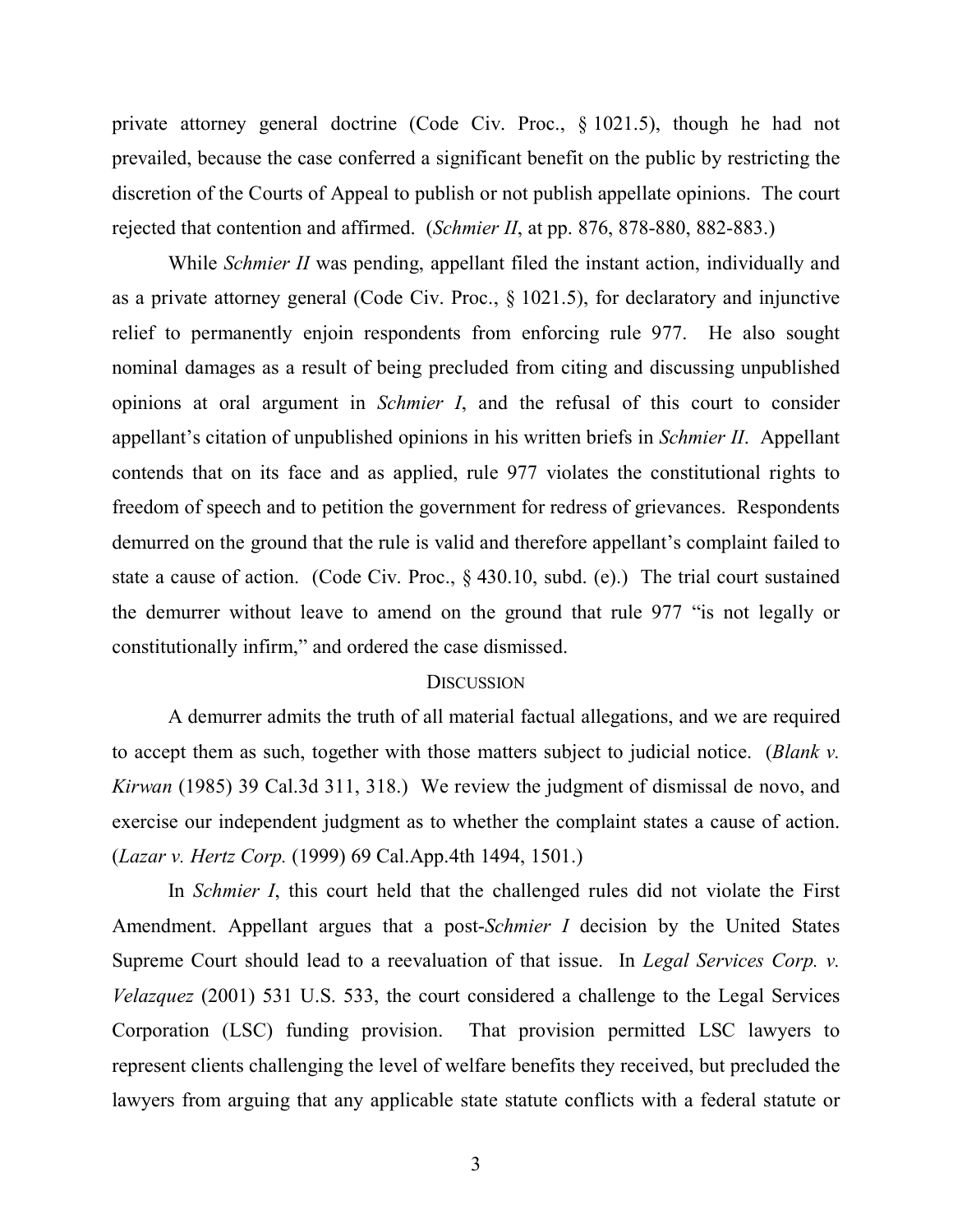private attorney general doctrine (Code Civ. Proc., § 1021.5), though he had not prevailed, because the case conferred a significant benefit on the public by restricting the discretion of the Courts of Appeal to publish or not publish appellate opinions. The court rejected that contention and affirmed. (*Schmier II*, at pp. 876, 878-880, 882-883.)

While *Schmier II* was pending, appellant filed the instant action, individually and as a private attorney general (Code Civ. Proc., § 1021.5), for declaratory and injunctive relief to permanently enjoin respondents from enforcing rule 977. He also sought nominal damages as a result of being precluded from citing and discussing unpublished opinions at oral argument in *Schmier I*, and the refusal of this court to consider appellant's citation of unpublished opinions in his written briefs in *Schmier II*. Appellant contends that on its face and as applied, rule 977 violates the constitutional rights to freedom of speech and to petition the government for redress of grievances. Respondents demurred on the ground that the rule is valid and therefore appellant's complaint failed to state a cause of action. (Code Civ. Proc., § 430.10, subd. (e).) The trial court sustained the demurrer without leave to amend on the ground that rule 977 "is not legally or constitutionally infirm," and ordered the case dismissed.

## DISCUSSION

A demurrer admits the truth of all material factual allegations, and we are required to accept them as such, together with those matters subject to judicial notice. (*Blank v. Kirwan* (1985) 39 Cal.3d 311, 318.) We review the judgment of dismissal de novo, and exercise our independent judgment as to whether the complaint states a cause of action. (*Lazar v. Hertz Corp.* (1999) 69 Cal.App.4th 1494, 1501.)

In *Schmier I*, this court held that the challenged rules did not violate the First Amendment. Appellant argues that a post-*Schmier I* decision by the United States Supreme Court should lead to a reevaluation of that issue. In *Legal Services Corp. v. Velazquez* (2001) 531 U.S. 533, the court considered a challenge to the Legal Services Corporation (LSC) funding provision. That provision permitted LSC lawyers to represent clients challenging the level of welfare benefits they received, but precluded the lawyers from arguing that any applicable state statute conflicts with a federal statute or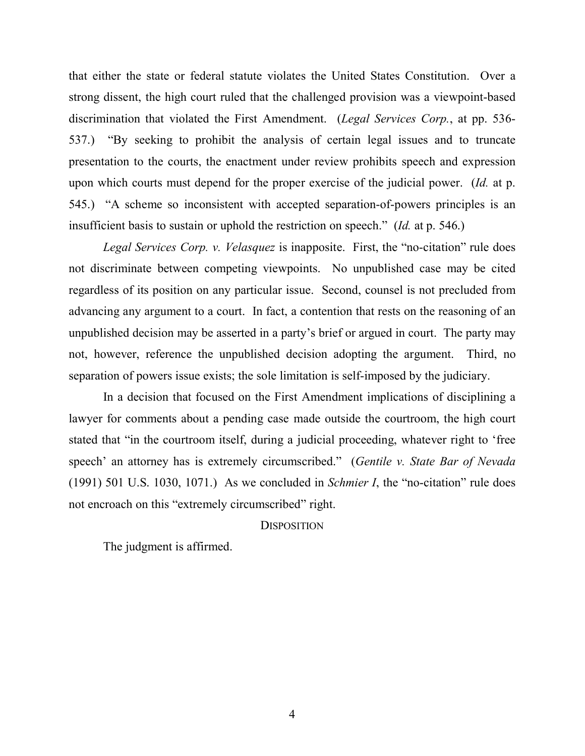that either the state or federal statute violates the United States Constitution. Over a strong dissent, the high court ruled that the challenged provision was a viewpoint-based discrimination that violated the First Amendment. (*Legal Services Corp.*, at pp. 536-537.) "By seeking to prohibit the analysis of certain legal issues and to truncate presentation to the courts, the enactment under review prohibits speech and expression upon which courts must depend for the proper exercise of the judicial power. (*Id.* at p. 545.) "A scheme so inconsistent with accepted separation-of-powers principles is an insufficient basis to sustain or uphold the restriction on speech." (*Id.* at p. 546.)

*Legal Services Corp. v. Velasquez* is inapposite. First, the "no-citation" rule does not discriminate between competing viewpoints. No unpublished case may be cited regardless of its position on any particular issue. Second, counsel is not precluded from advancing any argument to a court. In fact, a contention that rests on the reasoning of an unpublished decision may be asserted in a party's brief or argued in court. The party may not, however, reference the unpublished decision adopting the argument. Third, no separation of powers issue exists; the sole limitation is self-imposed by the judiciary.

In a decision that focused on the First Amendment implications of disciplining a lawyer for comments about a pending case made outside the courtroom, the high court stated that "in the courtroom itself, during a judicial proceeding, whatever right to 'free speech' an attorney has is extremely circumscribed." (*Gentile v. State Bar of Nevada* (1991) 501 U.S. 1030, 1071.) As we concluded in *Schmier I*, the "no-citation" rule does not encroach on this "extremely circumscribed" right.

## DISPOSITION

The judgment is affirmed.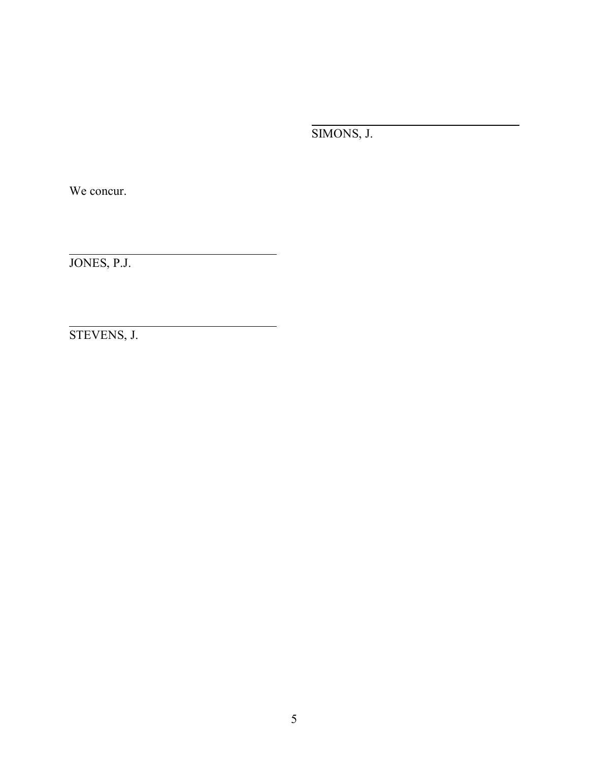SIMONS, J.

We concur.

JONES, P.J.

STEVENS, J.